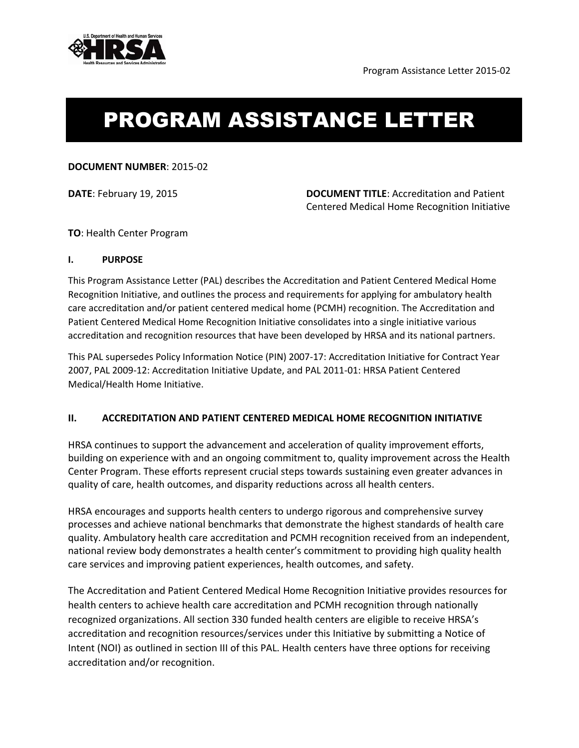# PROGRAM ASSISTANCE LETTER

**DOCUMENT NUMBER**: 2015-02

**DATE**: February 19, 2015

**DOCUMENT TITLE**: Accreditation and Patient Centered Medical Home Recognition Initiative

**TO**: Health Center Program

## I. PURPOSE

This Program Assistance Letter (PAL) describes the Accreditation and Patient Centered Medical Home Recognition Initiative, and outlines the process and requirements for applying for ambulatory health care accreditation and/or patient centered medical home (PCMH) recognition. The Accreditation and Patient Centered Medical Home Recognition Initiative consolidates into a single initiative various accreditation and recognition resources that have been developed by HRSA and its national partners.

This PAL supersedes Policy Information Notice (PIN) 2007-17: Accreditation Initiative for Contract Year 2007, PAL 2009-12: Accreditation Initiative Update, and PAL 2011-01: HRSA Patient Centered Medical/Health Home Initiative.

## II. ACCREDITATION AND PATIENT CENTERED MEDICAL HOME RECOGNITION INITIATIVE

HRSA continues to support the advancement and acceleration of quality improvement efforts, building on experience with and an ongoing commitment to, quality improvement across the Health Center Program. These efforts represent crucial steps towards sustaining even greater advances in quality of care, health outcomes, and disparity reductions across all health centers.

HRSA encourages and supports health centers to undergo rigorous and comprehensive survey processes and achieve national benchmarks that demonstrate the highest standards of health care quality. Ambulatory health care accreditation and PCMH recognition received from an independent, national review body demonstrates a health center's commitment to providing high quality health care services and improving patient experiences, health outcomes, and safety.

The Accreditation and Patient Centered Medical Home Recognition Initiative provides resources for health centers to achieve health care accreditation and PCMH recognition through nationally recognized organizations. All section 330 funded health centers are eligible to receive HRSA's accreditation and recognition resources/services under this Initiative by submitting a Notice of Intent (NOI) as outlined in section III of this PAL. Health centers have three options for receiving accreditation and/or recognition.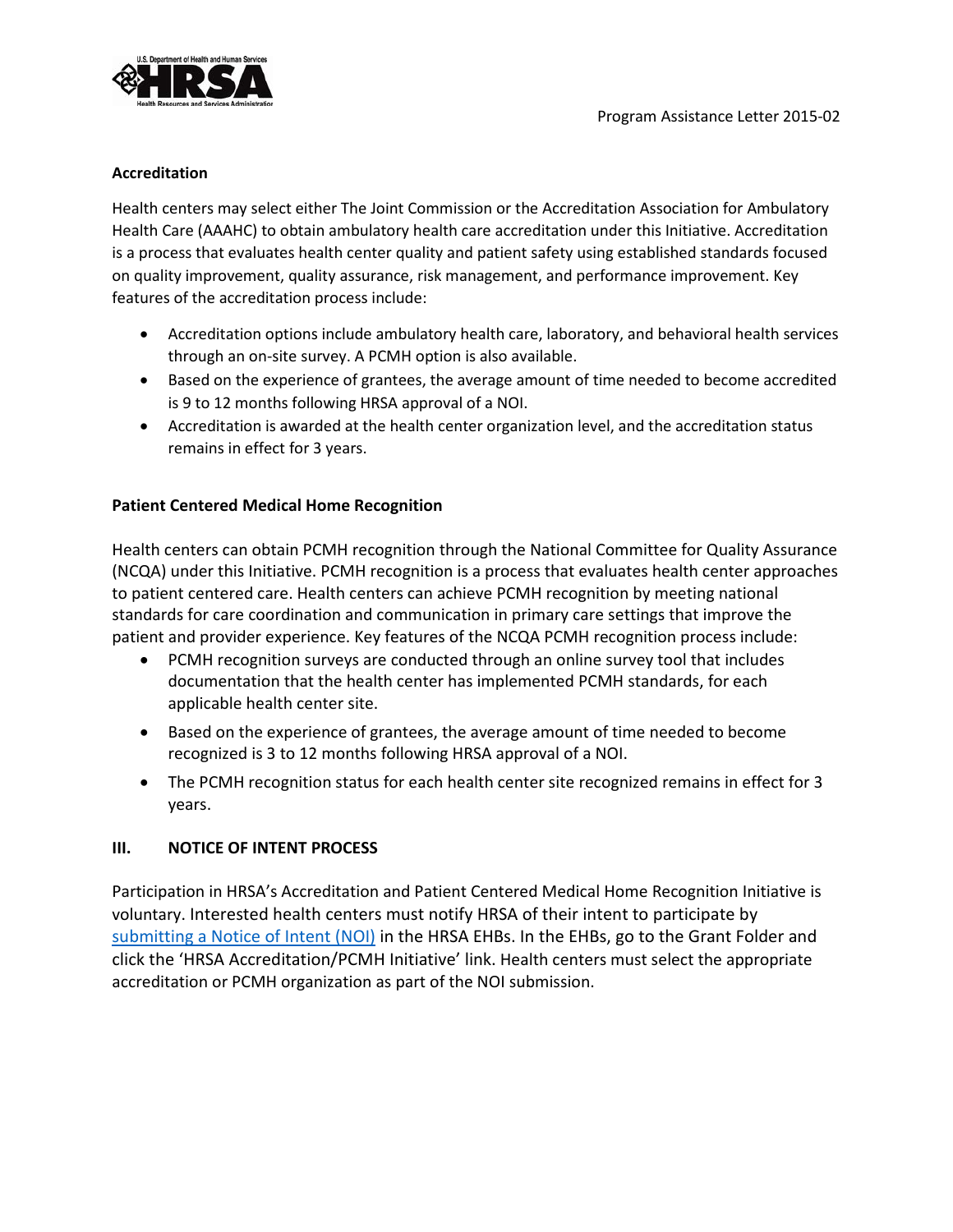### Accreditation

Health centers may select either The Joint Commission or the Accreditation Association for Ambulatory Health Care (AAAHC) to obtain ambulatory health care accreditation under this Initiative. Accreditation is a process that evaluates health center quality and patient safety using established standards focused on quality improvement, quality assurance, risk management, and performance improvement. Key features of the accreditation process include:

- Accreditation options include ambulatory health care, laboratory, and behavioral health services through an on-site survey. A PCMH option is also available.
- Based on the experience of grantees, the average amount of time needed to become accredited is 9 to 12 months following HRSA approval of a NOI.
- Accreditation is awarded at the health center organization level, and the accreditation status remains in effect for 3 years.

### Patient Centered Medical Home Recognition

Health centers can obtain PCMH recognition through the National Committee for Quality Assurance (NCQA) under this Initiative. PCMH recognition is a process that evaluates health center approaches to patient centered care. Health centers can achieve PCMH recognition by meeting national standards for care coordination and communication in primary care settings that improve the patient and provider experience. Key features of the NCQA PCMH recognition process include:

- PCMH recognition surveys are conducted through an online survey tool that includes documentation that the health center has implemented PCMH standards, for each applicable health center site.
- Based on the experience of grantees, the average amount of time needed to become recognized is 3 to 12 months following HRSA approval of a NOI.
- The PCMH recognition status for each health center site recognized remains in effect for 3 years.

## III. NOTICE OF INTENT PROCESS

Participation in HRSA's Accreditation and Patient Centered Medical Home Recognition Initiative is voluntary. Interested health centers must notify HRSA of their intent to participate by submitting a Notice of Intent (NOI) in the HRSA EHBs. In the EHBs, go to the Grant Folder and click the 'HRSA Accreditation/PCMH Initiative' link. Health centers must select the appropriate accreditation or PCMH organization as part of the NOI submission.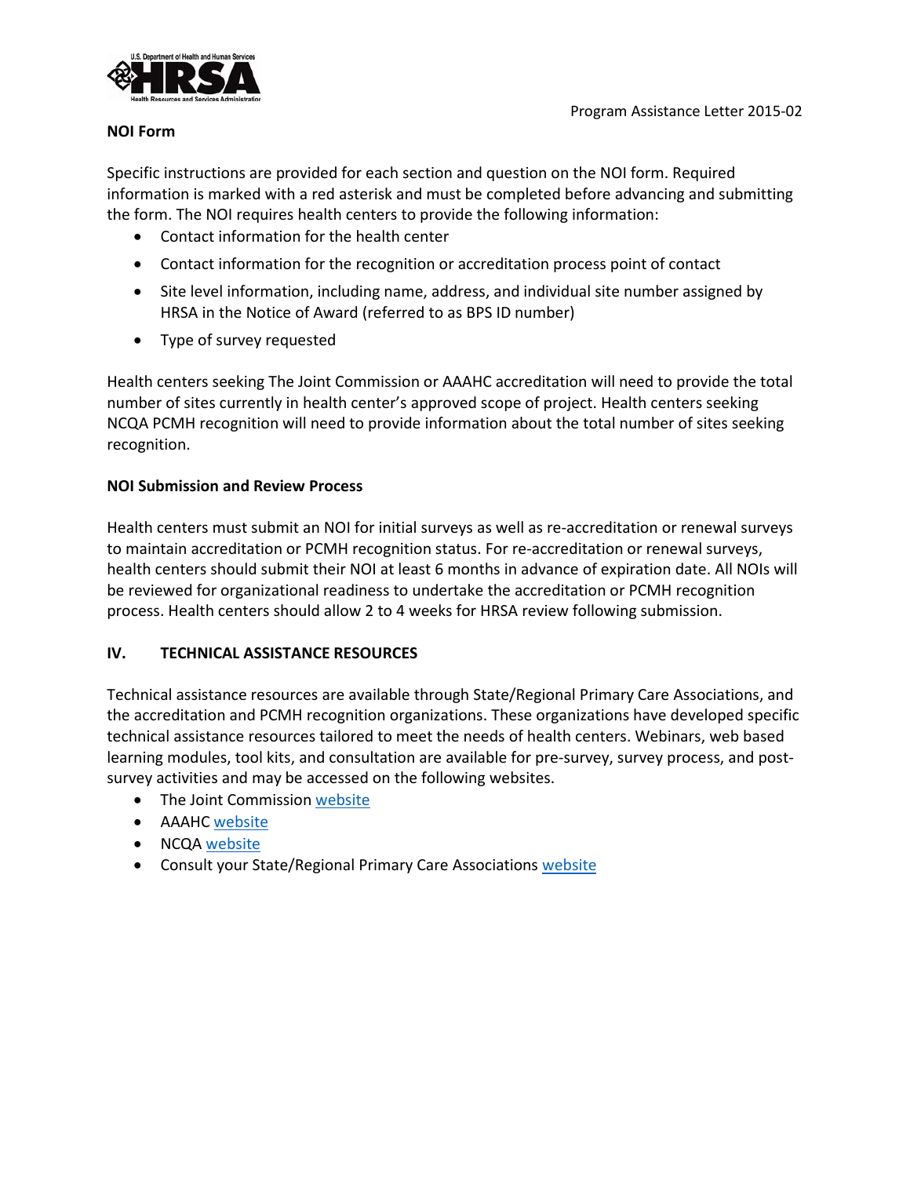**NOI Form**

Specific instructions are provided for each section and question on the NOI form. Required information is marked with a red asterisk and must be completed before advancing and submitting the form. The NOI requires health centers to provide the following information:

- Contact information for the health center
- Contact information for the recognition or accreditation process point of contact
- Site level information, including name, address, and individual site number assigned by HRSA in the Notice of Award (referred to as BPS ID number)
- Type of survey requested

Health centers seeking The Joint Commission or AAAHC accreditation will need to provide the total number of sites currently in health center's approved scope of project. Health centers seeking NCQA PCMH recognition will need to provide information about the total number of sites seeking recognition.

**NOI Submission and Review Process**

Health centers must submit an NOI for initial surveys as well as re-accreditation or renewal surveys to maintain accreditation or PCMH recognition status. For re-accreditation or renewal surveys, health centers should submit their NOI at least 6 months in advance of expiration date. All NOIs will be reviewed for organizational readiness to undertake the accreditation or PCMH recognition process. Health centers should allow 2 to 4 weeks for HRSA review following submission.

## IV. TECHNICAL ASSISTANCE RESOURCES

Technical assistance resources are available through State/Regional Primary Care Associations, and the accreditation and PCMH recognition organizations. These organizations have developed specific technical assistance resources tailored to meet the needs of health centers. Webinars, web based learning modules, tool kits, and consultation are available for pre-survey, survey process, and post-survey activities and may be accessed on the following websites.

- The Joint Commission website
- AAAHC website
- NCQA website
- Consult your State/Regional Primary Care Associations website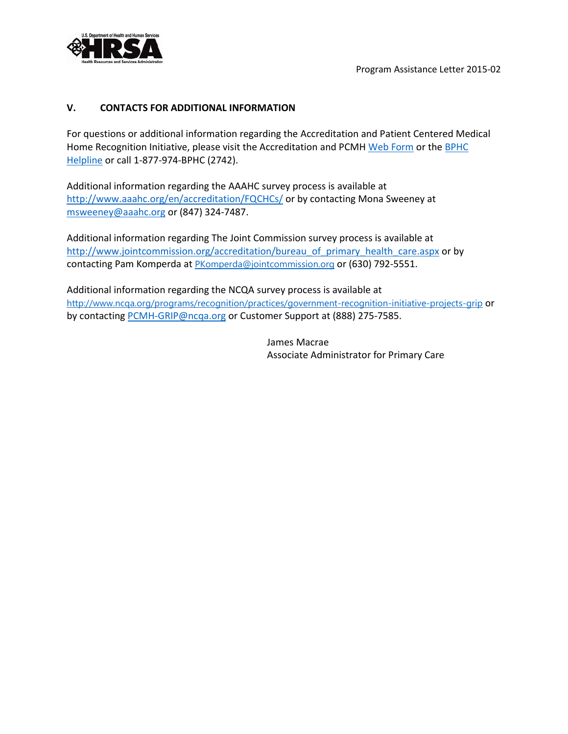## V. CONTACTS FOR ADDITIONAL INFORMATION

For questions or additional information regarding the Accreditation and Patient Centered Medical Home Recognition Initiative, please visit the Accreditation and PCMH Web Form or the BPHC Helpline or call 1-877-974-BPHC (2742).

Additional information regarding the AAAHC survey process is available at http://www.aaahc.org/en/accreditation/FQCHCs/ or by contacting Mona Sweeney at msweeney@aaahc.org or (847) 324-7487.

Additional information regarding The Joint Commission survey process is available at http://www.jointcommission.org/accreditation/bureau_of_primary_health_care.aspx or by contacting Pam Komperda at PKomperda@jointcommission.org or (630) 792-5551.

Additional information regarding the NCQA survey process is available at http://www.ncqa.org/programs/recognition/practices/government-recognition-initiative-projects-grip or by contacting PCMH-GRIP@ncqa.org or Customer Support at (888) 275-7585.

James Macrae
Associate Administrator for Primary Care